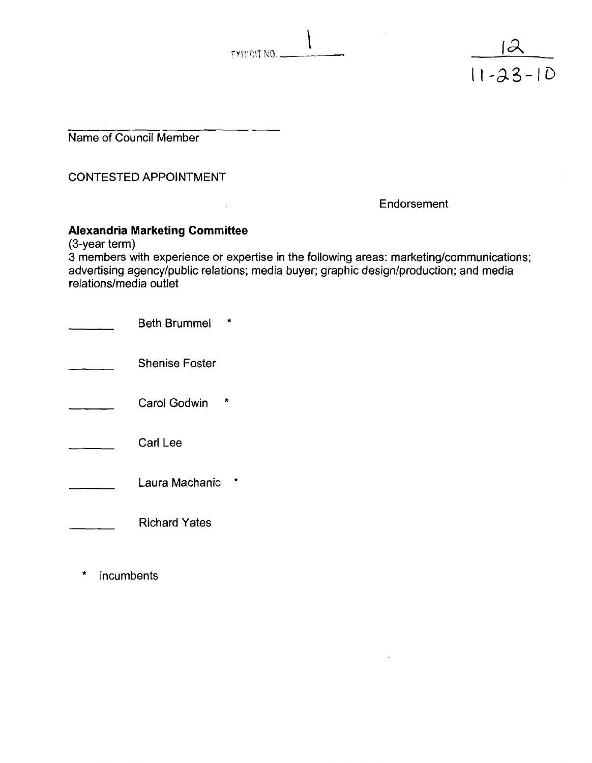EXHIBIT NO. 1

12
11-23-10

\_\_\_\_\_\_\_\_\_\_\_\_\_\_\_\_\_\_\_\_\_\_\_\_\_\_\_\_\_\_
Name of Council Member

CONTESTED APPOINTMENT

Endorsement

**Alexandria Marketing Committee**
(3-year term)
3 members with experience or expertise in the following areas: marketing/communications; advertising agency/public relations; media buyer; graphic design/production; and media relations/media outlet

\_\_\_\_\_\_\_ Beth Brummel *

\_\_\_\_\_\_\_ Shenise Foster

\_\_\_\_\_\_\_ Carol Godwin *

\_\_\_\_\_\_\_ Carl Lee

\_\_\_\_\_\_\_ Laura Machanic *

\_\_\_\_\_\_\_ Richard Yates

\* incumbents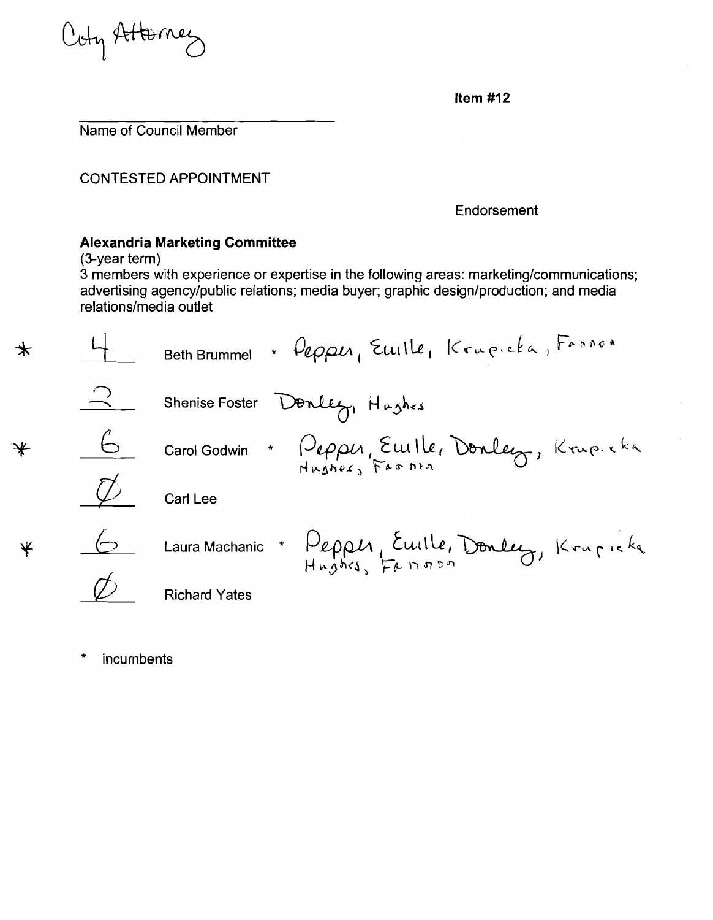City Attorney

**Item #12**

Name of Council Member

CONTESTED APPOINTMENT

Endorsement

**Alexandria Marketing Committee**
(3-year term)
3 members with experience or expertise in the following areas: marketing/communications; advertising agency/public relations; media buyer; graphic design/production; and media relations/media outlet

| | Votes | Name | Endorsement |
|---|---|---|---|
| * | 4 | Beth Brummel * | Pepper, Euille, Krupicka, Fannon |
| | 2 | Shenise Foster | Donley, Hughes |
| * | 6 | Carol Godwin * | Pepper, Euille, Donley, Krupicka, Hughes, Fannon |
| | Ø | Carl Lee | |
| * | 6 | Laura Machanic * | Pepper, Euille, Donley, Krupicka, Hughes, Fannon |
| | Ø | Richard Yates | |

\* incumbents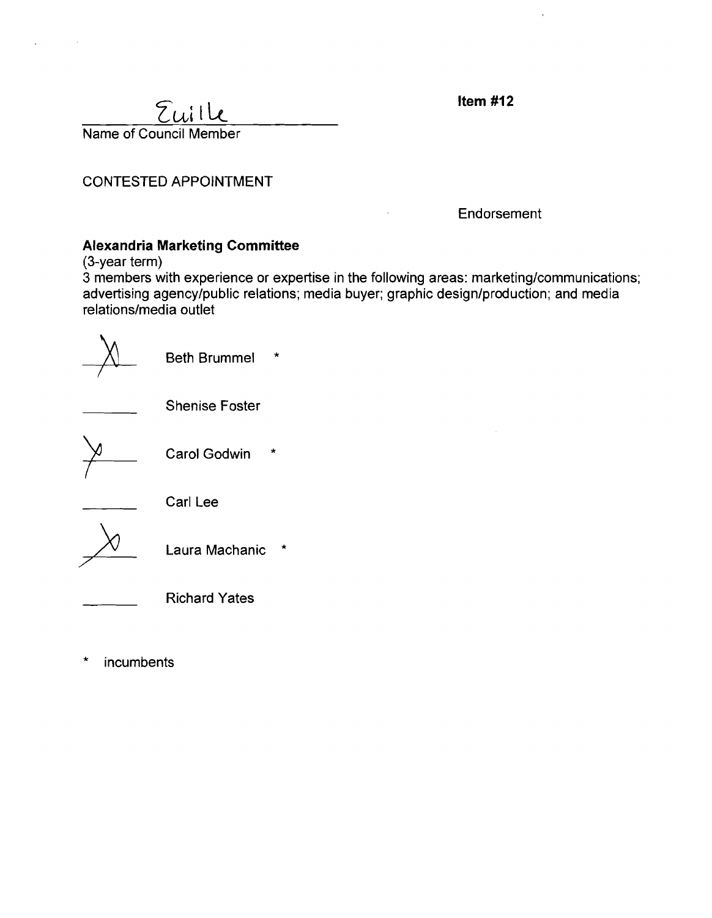Euille
Name of Council Member

**Item #12**

CONTESTED APPOINTMENT

Endorsement

**Alexandria Marketing Committee**
(3-year term)
3 members with experience or expertise in the following areas: marketing/communications; advertising agency/public relations; media buyer; graphic design/production; and media relations/media outlet

X Beth Brummel *

\_\_\_\_\_ Shenise Foster

X Carol Godwin *

\_\_\_\_\_ Carl Lee

X Laura Machanic *

\_\_\_\_\_ Richard Yates

\* incumbents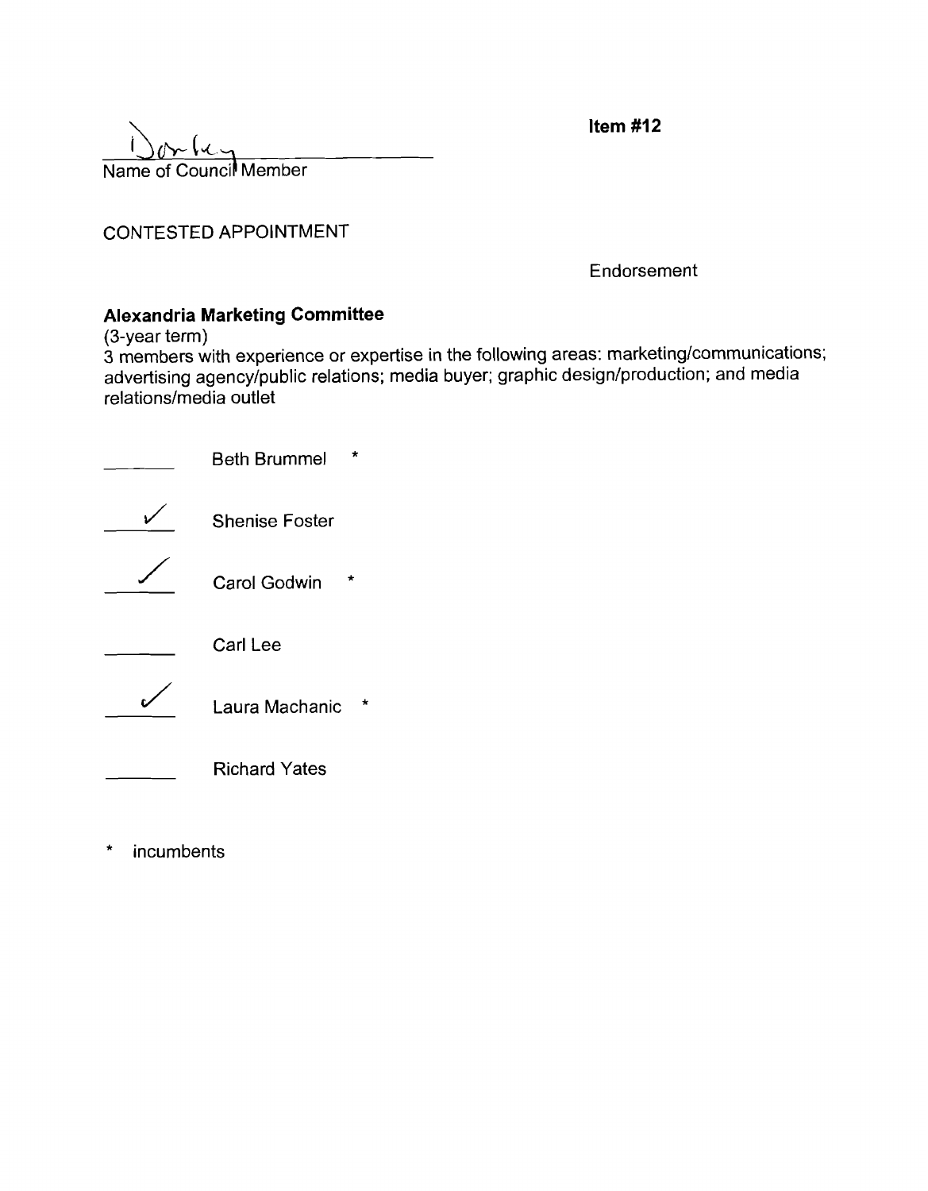Donley
Name of Council Member

**Item #12**

CONTESTED APPOINTMENT

Endorsement

**Alexandria Marketing Committee**
(3-year term)
3 members with experience or expertise in the following areas: marketing/communications; advertising agency/public relations; media buyer; graphic design/production; and media relations/media outlet

| Endorsement | Name |
|---|---|
| ______ | Beth Brummel * |
| ✓ | Shenise Foster |
| ✓ | Carol Godwin * |
| ______ | Carl Lee |
| ✓ | Laura Machanic * |
| ______ | Richard Yates |

\* incumbents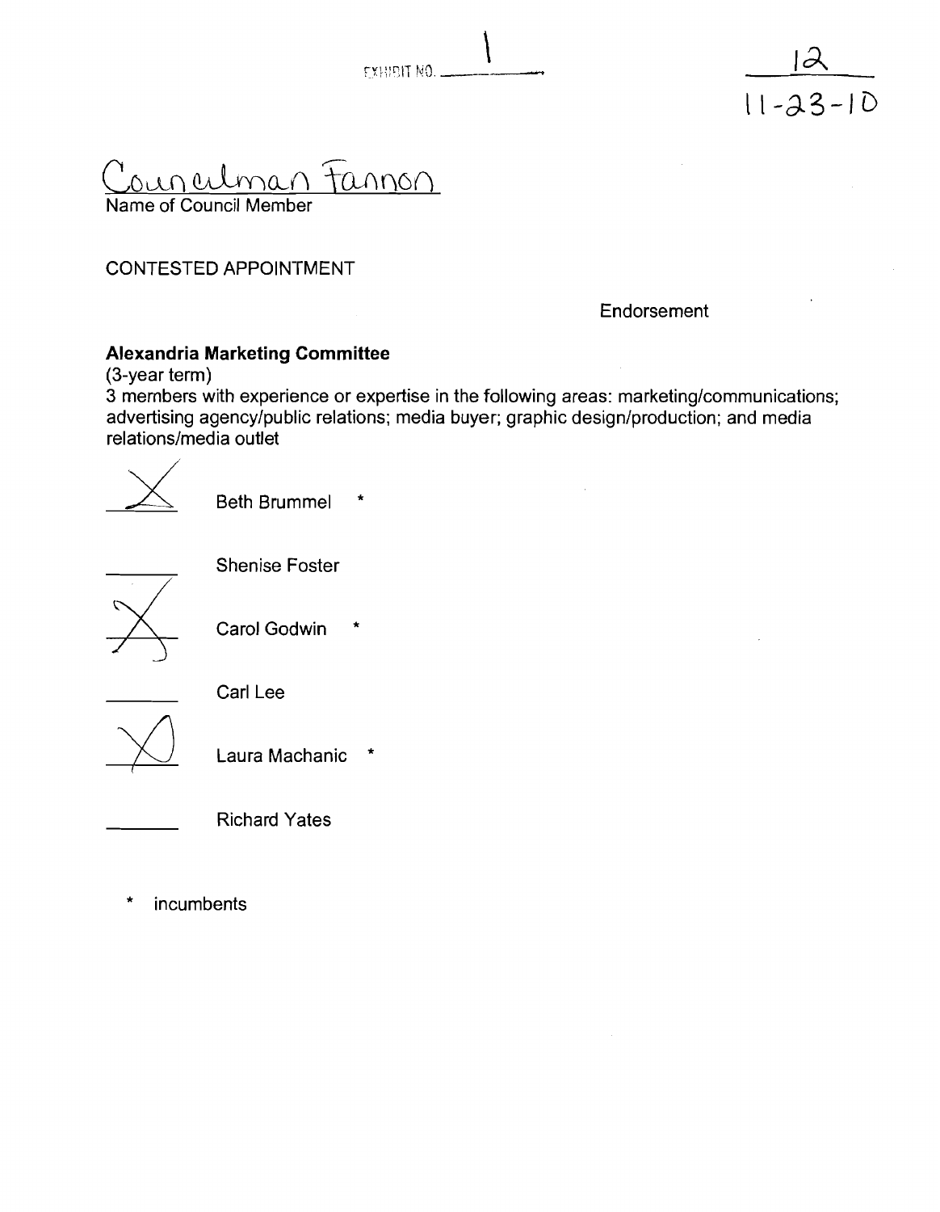EXHIBIT NO. 1

12

11-23-10

Councilman Fannon

Name of Council Member

CONTESTED APPOINTMENT

Endorsement

**Alexandria Marketing Committee**

(3-year term)

3 members with experience or expertise in the following areas: marketing/communications; advertising agency/public relations; media buyer; graphic design/production; and media relations/media outlet

X Beth Brummel *

\_\_\_\_ Shenise Foster

X Carol Godwin *

\_\_\_\_ Carl Lee

X Laura Machanic *

\_\_\_\_ Richard Yates

\* incumbents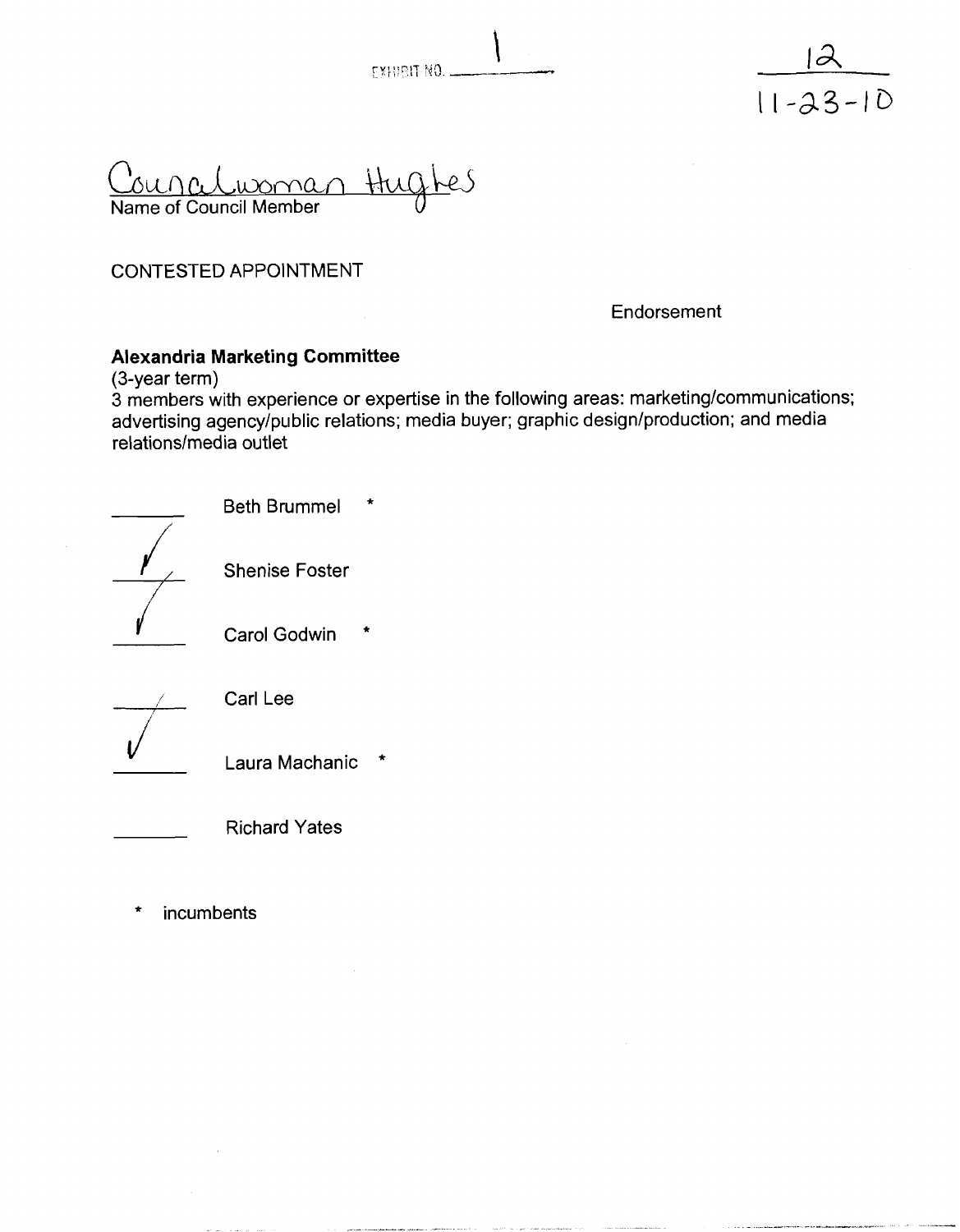EXHIBIT NO. 1

12
11-23-10

Councilwoman Hughes
Name of Council Member

CONTESTED APPOINTMENT

Endorsement

**Alexandria Marketing Committee**
(3-year term)
3 members with experience or expertise in the following areas: marketing/communications; advertising agency/public relations; media buyer; graphic design/production; and media relations/media outlet

- \_\_\_\_\_\_ Beth Brummel *
- ✓ Shenise Foster
- ✓ Carol Godwin *
- \_\_\_\_\_\_ Carl Lee
- ✓ Laura Machanic *
- \_\_\_\_\_\_ Richard Yates

\* incumbents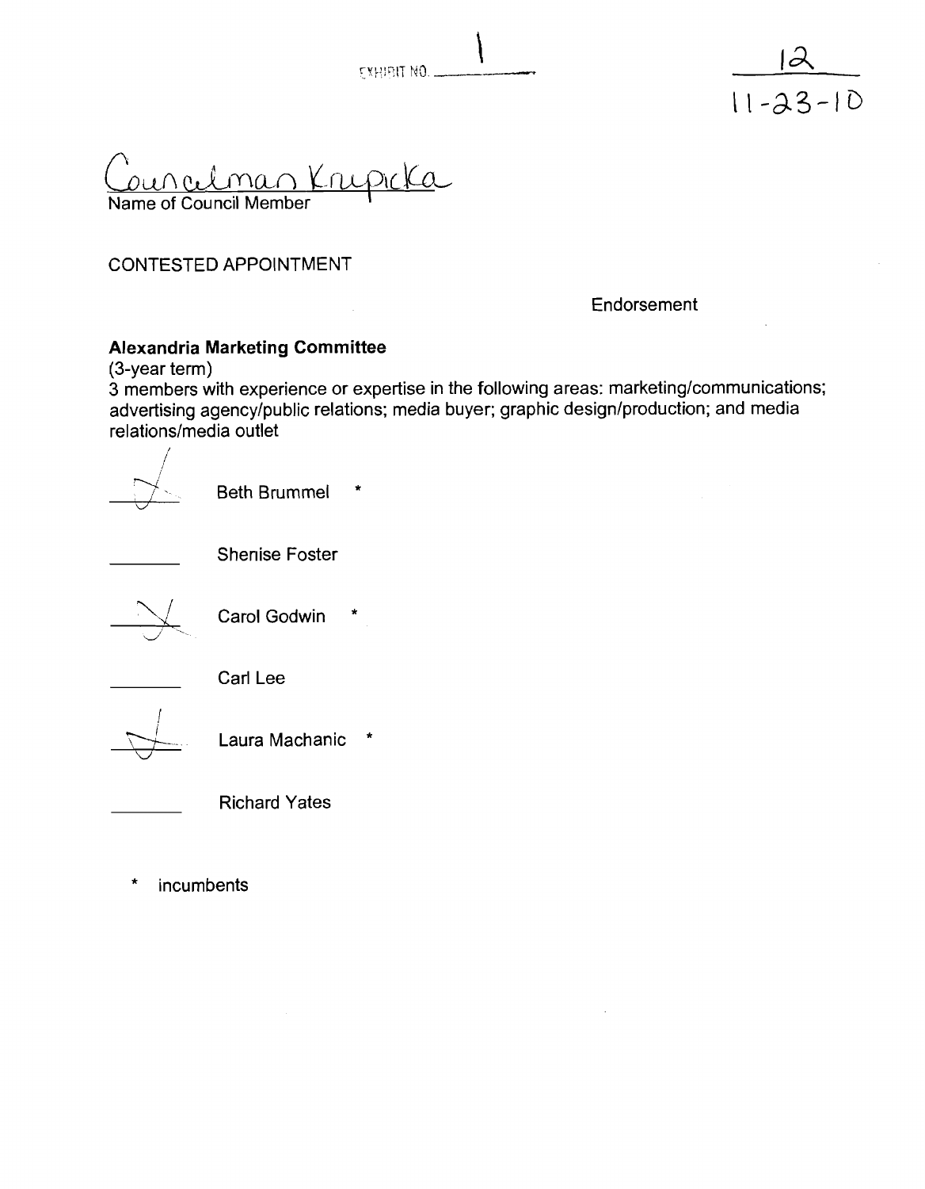EXHIBIT NO. 1

12
11-23-10

Councilman Krupicka
Name of Council Member

CONTESTED APPOINTMENT

Endorsement

**Alexandria Marketing Committee**
(3-year term)
3 members with experience or expertise in the following areas: marketing/communications; advertising agency/public relations; media buyer; graphic design/production; and media relations/media outlet

- ✓ Beth Brummel *
- \_\_\_\_ Shenise Foster
- ✓ Carol Godwin *
- \_\_\_\_ Carl Lee
- ✓ Laura Machanic *
- \_\_\_\_ Richard Yates

\* incumbents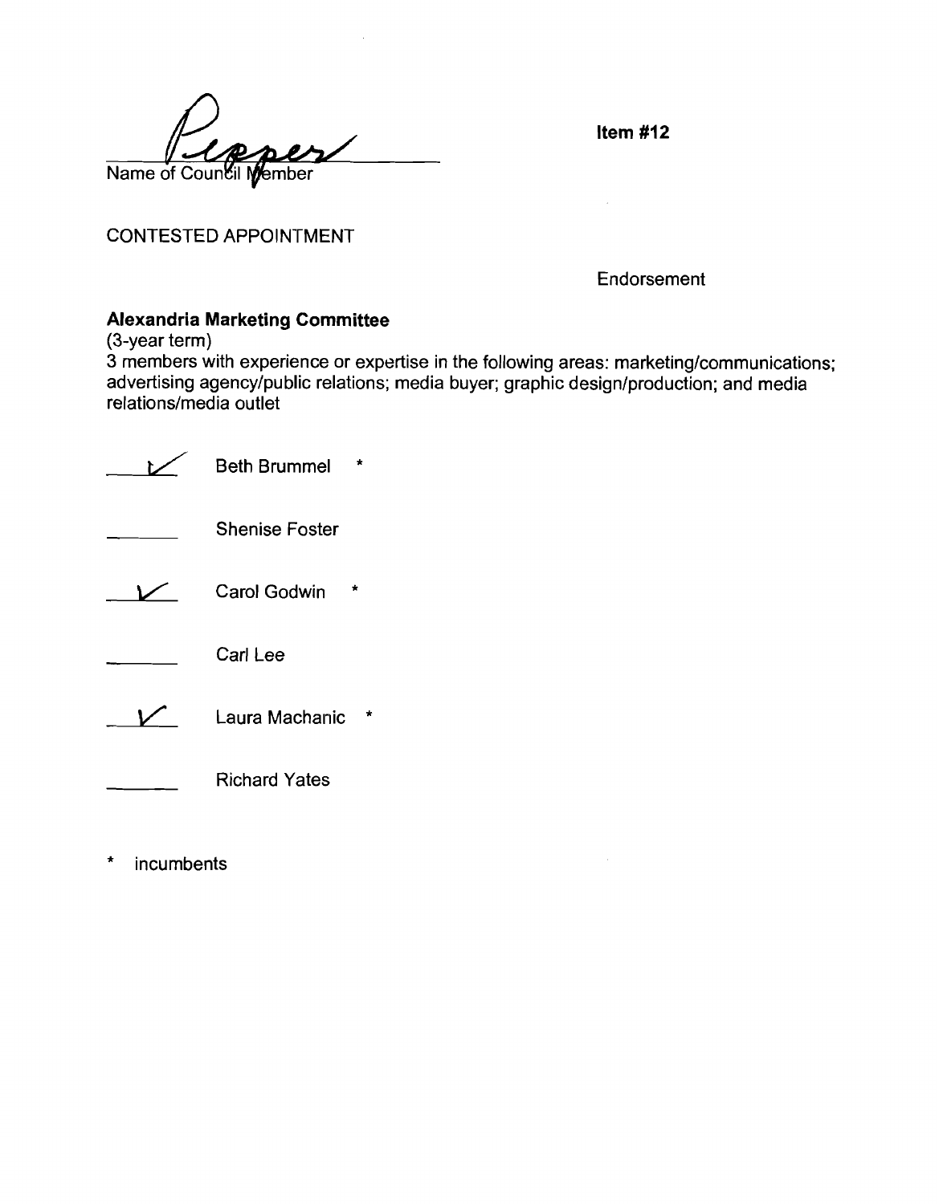Pepper
Name of Council Member

**Item #12**

CONTESTED APPOINTMENT

Endorsement

**Alexandria Marketing Committee**
(3-year term)
3 members with experience or expertise in the following areas: marketing/communications; advertising agency/public relations; media buyer; graphic design/production; and media relations/media outlet

- ✓ Beth Brummel *
- ___ Shenise Foster
- ✓ Carol Godwin *
- ___ Carl Lee
- ✓ Laura Machanic *
- ___ Richard Yates

\* incumbents